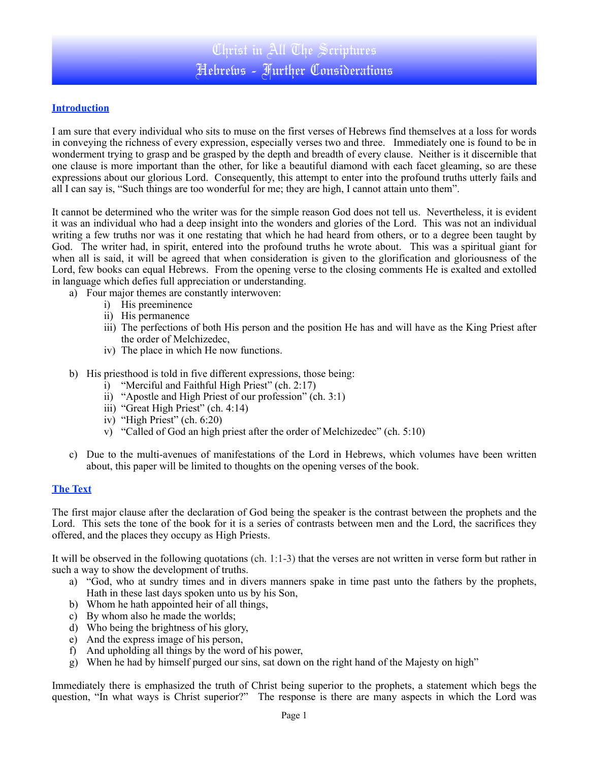# Christ in All The Scriptures
## Hebrews - Further Considerations

### Introduction

I am sure that every individual who sits to muse on the first verses of Hebrews find themselves at a loss for words in conveying the richness of every expression, especially verses two and three. Immediately one is found to be in wonderment trying to grasp and be grasped by the depth and breadth of every clause. Neither is it discernible that one clause is more important than the other, for like a beautiful diamond with each facet gleaming, so are these expressions about our glorious Lord. Consequently, this attempt to enter into the profound truths utterly fails and all I can say is, "Such things are too wonderful for me; they are high, I cannot attain unto them".

It cannot be determined who the writer was for the simple reason God does not tell us. Nevertheless, it is evident it was an individual who had a deep insight into the wonders and glories of the Lord. This was not an individual writing a few truths nor was it one restating that which he had heard from others, or to a degree been taught by God. The writer had, in spirit, entered into the profound truths he wrote about. This was a spiritual giant for when all is said, it will be agreed that when consideration is given to the glorification and gloriousness of the Lord, few books can equal Hebrews. From the opening verse to the closing comments He is exalted and extolled in language which defies full appreciation or understanding.

a) Four major themes are constantly interwoven:
   - i) His preeminence
   - ii) His permanence
   - iii) The perfections of both His person and the position He has and will have as the King Priest after the order of Melchizedec,
   - iv) The place in which He now functions.

b) His priesthood is told in five different expressions, those being:
   - i) "Merciful and Faithful High Priest" (ch. 2:17)
   - ii) "Apostle and High Priest of our profession" (ch. 3:1)
   - iii) "Great High Priest" (ch. 4:14)
   - iv) "High Priest" (ch. 6:20)
   - v) "Called of God an high priest after the order of Melchizedec" (ch. 5:10)

c) Due to the multi-avenues of manifestations of the Lord in Hebrews, which volumes have been written about, this paper will be limited to thoughts on the opening verses of the book.

### The Text

The first major clause after the declaration of God being the speaker is the contrast between the prophets and the Lord. This sets the tone of the book for it is a series of contrasts between men and the Lord, the sacrifices they offered, and the places they occupy as High Priests.

It will be observed in the following quotations (ch. 1:1-3) that the verses are not written in verse form but rather in such a way to show the development of truths.

a) "God, who at sundry times and in divers manners spake in time past unto the fathers by the prophets, Hath in these last days spoken unto us by his Son,
b) Whom he hath appointed heir of all things,
c) By whom also he made the worlds;
d) Who being the brightness of his glory,
e) And the express image of his person,
f) And upholding all things by the word of his power,
g) When he had by himself purged our sins, sat down on the right hand of the Majesty on high"

Immediately there is emphasized the truth of Christ being superior to the prophets, a statement which begs the question, "In what ways is Christ superior?" The response is there are many aspects in which the Lord was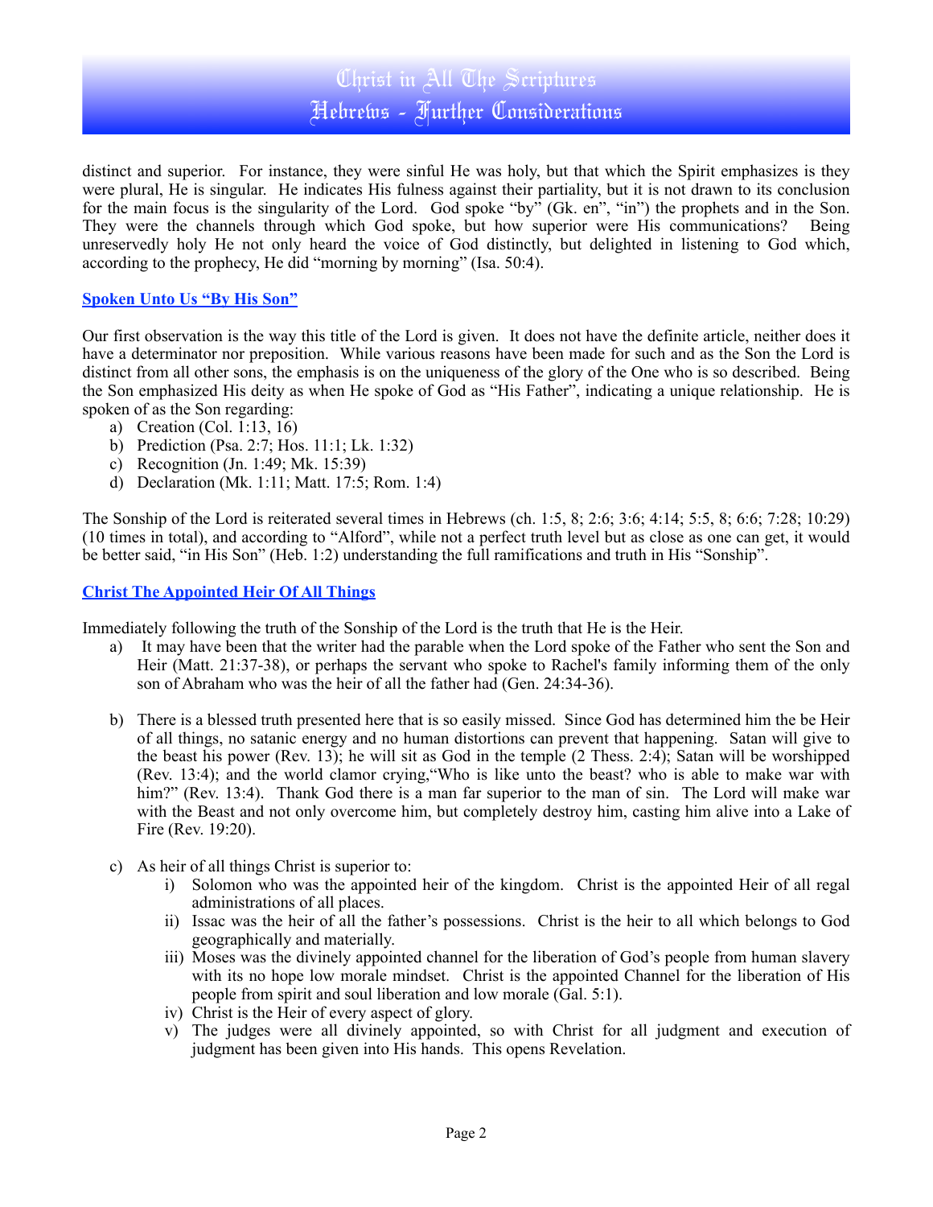distinct and superior. For instance, they were sinful He was holy, but that which the Spirit emphasizes is they were plural, He is singular. He indicates His fulness against their partiality, but it is not drawn to its conclusion for the main focus is the singularity of the Lord. God spoke "by" (Gk. en", "in") the prophets and in the Son. They were the channels through which God spoke, but how superior were His communications? Being unreservedly holy He not only heard the voice of God distinctly, but delighted in listening to God which, according to the prophecy, He did "morning by morning" (Isa. 50:4).

## Spoken Unto Us "By His Son"

Our first observation is the way this title of the Lord is given. It does not have the definite article, neither does it have a determinator nor preposition. While various reasons have been made for such and as the Son the Lord is distinct from all other sons, the emphasis is on the uniqueness of the glory of the One who is so described. Being the Son emphasized His deity as when He spoke of God as "His Father", indicating a unique relationship. He is spoken of as the Son regarding:

a) Creation (Col. 1:13, 16)
b) Prediction (Psa. 2:7; Hos. 11:1; Lk. 1:32)
c) Recognition (Jn. 1:49; Mk. 15:39)
d) Declaration (Mk. 1:11; Matt. 17:5; Rom. 1:4)

The Sonship of the Lord is reiterated several times in Hebrews (ch. 1:5, 8; 2:6; 3:6; 4:14; 5:5, 8; 6:6; 7:28; 10:29) (10 times in total), and according to "Alford", while not a perfect truth level but as close as one can get, it would be better said, "in His Son" (Heb. 1:2) understanding the full ramifications and truth in His "Sonship".

## Christ The Appointed Heir Of All Things

Immediately following the truth of the Sonship of the Lord is the truth that He is the Heir.

a) It may have been that the writer had the parable when the Lord spoke of the Father who sent the Son and Heir (Matt. 21:37-38), or perhaps the servant who spoke to Rachel's family informing them of the only son of Abraham who was the heir of all the father had (Gen. 24:34-36).

b) There is a blessed truth presented here that is so easily missed. Since God has determined him the be Heir of all things, no satanic energy and no human distortions can prevent that happening. Satan will give to the beast his power (Rev. 13); he will sit as God in the temple (2 Thess. 2:4); Satan will be worshipped (Rev. 13:4); and the world clamor crying,"Who is like unto the beast? who is able to make war with him?" (Rev. 13:4). Thank God there is a man far superior to the man of sin. The Lord will make war with the Beast and not only overcome him, but completely destroy him, casting him alive into a Lake of Fire (Rev. 19:20).

c) As heir of all things Christ is superior to:
   i) Solomon who was the appointed heir of the kingdom. Christ is the appointed Heir of all regal administrations of all places.
   ii) Issac was the heir of all the father's possessions. Christ is the heir to all which belongs to God geographically and materially.
   iii) Moses was the divinely appointed channel for the liberation of God's people from human slavery with its no hope low morale mindset. Christ is the appointed Channel for the liberation of His people from spirit and soul liberation and low morale (Gal. 5:1).
   iv) Christ is the Heir of every aspect of glory.
   v) The judges were all divinely appointed, so with Christ for all judgment and execution of judgment has been given into His hands. This opens Revelation.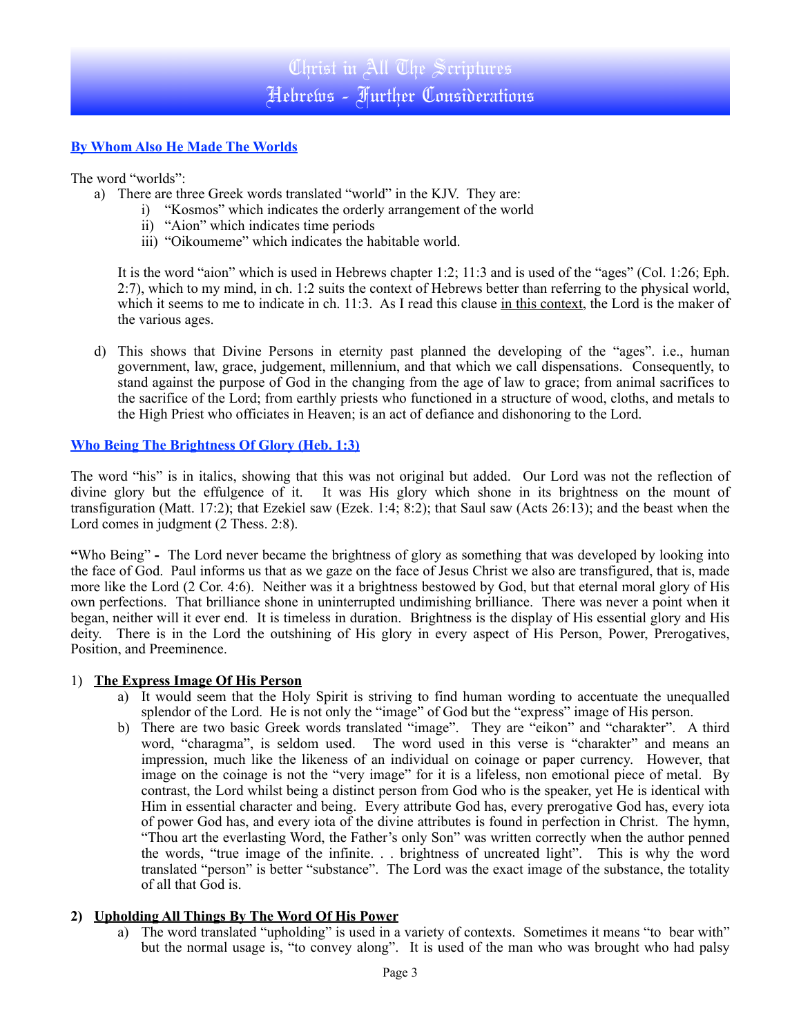# Christ in All The Scriptures
## Hebrews - Further Considerations

### By Whom Also He Made The Worlds

The word "worlds":

a) There are three Greek words translated "world" in the KJV. They are:
   i) "Kosmos" which indicates the orderly arrangement of the world
   ii) "Aion" which indicates time periods
   iii) "Oikoumeme" which indicates the habitable world.

   It is the word "aion" which is used in Hebrews chapter 1:2; 11:3 and is used of the "ages" (Col. 1:26; Eph. 2:7), which to my mind, in ch. 1:2 suits the context of Hebrews better than referring to the physical world, which it seems to me to indicate in ch. 11:3. As I read this clause <u>in this context</u>, the Lord is the maker of the various ages.

d) This shows that Divine Persons in eternity past planned the developing of the "ages". i.e., human government, law, grace, judgement, millennium, and that which we call dispensations. Consequently, to stand against the purpose of God in the changing from the age of law to grace; from animal sacrifices to the sacrifice of the Lord; from earthly priests who functioned in a structure of wood, cloths, and metals to the High Priest who officiates in Heaven; is an act of defiance and dishonoring to the Lord.

### Who Being The Brightness Of Glory (Heb. 1:3)

The word "his" is in italics, showing that this was not original but added. Our Lord was not the reflection of divine glory but the effulgence of it. It was His glory which shone in its brightness on the mount of transfiguration (Matt. 17:2); that Ezekiel saw (Ezek. 1:4; 8:2); that Saul saw (Acts 26:13); and the beast when the Lord comes in judgment (2 Thess. 2:8).

**"**Who Being" **-** The Lord never became the brightness of glory as something that was developed by looking into the face of God. Paul informs us that as we gaze on the face of Jesus Christ we also are transfigured, that is, made more like the Lord (2 Cor. 4:6). Neither was it a brightness bestowed by God, but that eternal moral glory of His own perfections. That brilliance shone in uninterrupted undimishing brilliance. There was never a point when it began, neither will it ever end. It is timeless in duration. Brightness is the display of His essential glory and His deity. There is in the Lord the outshining of His glory in every aspect of His Person, Power, Prerogatives, Position, and Preeminence.

1) **<u>The Express Image Of His Person</u>**
   a) It would seem that the Holy Spirit is striving to find human wording to accentuate the unequalled splendor of the Lord. He is not only the "image" of God but the "express" image of His person.
   b) There are two basic Greek words translated "image". They are "eikon" and "charakter". A third word, "charagma", is seldom used. The word used in this verse is "charakter" and means an impression, much like the likeness of an individual on coinage or paper currency. However, that image on the coinage is not the "very image" for it is a lifeless, non emotional piece of metal. By contrast, the Lord whilst being a distinct person from God who is the speaker, yet He is identical with Him in essential character and being. Every attribute God has, every prerogative God has, every iota of power God has, and every iota of the divine attributes is found in perfection in Christ. The hymn, "Thou art the everlasting Word, the Father's only Son" was written correctly when the author penned the words, "true image of the infinite. . . brightness of uncreated light". This is why the word translated "person" is better "substance". The Lord was the exact image of the substance, the totality of all that God is.

**2) <u>Upholding All Things By The Word Of His Power</u>**
   a) The word translated "upholding" is used in a variety of contexts. Sometimes it means "to bear with" but the normal usage is, "to convey along". It is used of the man who was brought who had palsy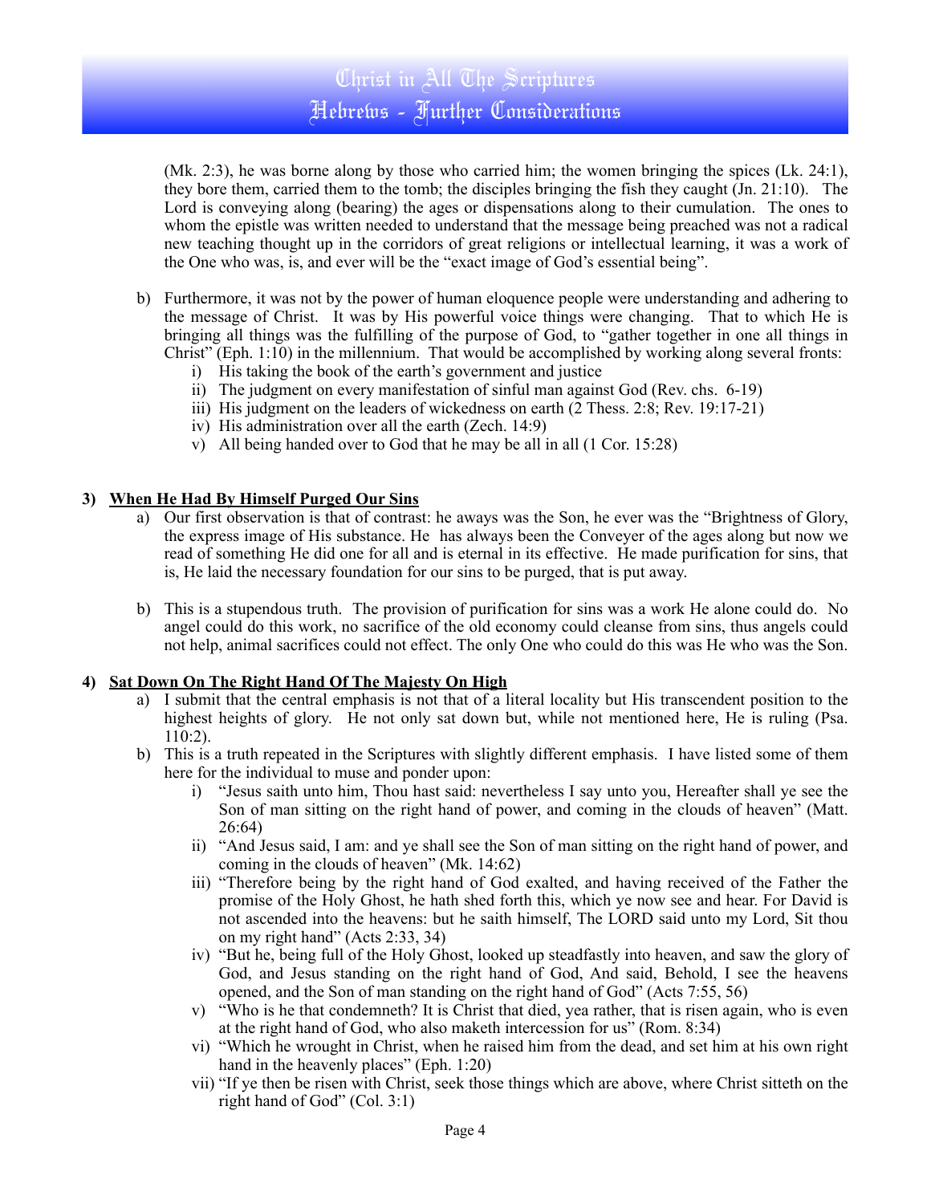(Mk. 2:3), he was borne along by those who carried him; the women bringing the spices (Lk. 24:1), they bore them, carried them to the tomb; the disciples bringing the fish they caught (Jn. 21:10). The Lord is conveying along (bearing) the ages or dispensations along to their cumulation. The ones to whom the epistle was written needed to understand that the message being preached was not a radical new teaching thought up in the corridors of great religions or intellectual learning, it was a work of the One who was, is, and ever will be the "exact image of God's essential being".

b) Furthermore, it was not by the power of human eloquence people were understanding and adhering to the message of Christ. It was by His powerful voice things were changing. That to which He is bringing all things was the fulfilling of the purpose of God, to "gather together in one all things in Christ" (Eph. 1:10) in the millennium. That would be accomplished by working along several fronts:
   i) His taking the book of the earth's government and justice
   ii) The judgment on every manifestation of sinful man against God (Rev. chs. 6-19)
   iii) His judgment on the leaders of wickedness on earth (2 Thess. 2:8; Rev. 19:17-21)
   iv) His administration over all the earth (Zech. 14:9)
   v) All being handed over to God that he may be all in all (1 Cor. 15:28)

## 3) **When He Had By Himself Purged Our Sins**

a) Our first observation is that of contrast: he aways was the Son, he ever was the "Brightness of Glory, the express image of His substance. He has always been the Conveyer of the ages along but now we read of something He did one for all and is eternal in its effective. He made purification for sins, that is, He laid the necessary foundation for our sins to be purged, that is put away.

b) This is a stupendous truth. The provision of purification for sins was a work He alone could do. No angel could do this work, no sacrifice of the old economy could cleanse from sins, thus angels could not help, animal sacrifices could not effect. The only One who could do this was He who was the Son.

## 4) **Sat Down On The Right Hand Of The Majesty On High**

a) I submit that the central emphasis is not that of a literal locality but His transcendent position to the highest heights of glory. He not only sat down but, while not mentioned here, He is ruling (Psa. 110:2).

b) This is a truth repeated in the Scriptures with slightly different emphasis. I have listed some of them here for the individual to muse and ponder upon:
   i) "Jesus saith unto him, Thou hast said: nevertheless I say unto you, Hereafter shall ye see the Son of man sitting on the right hand of power, and coming in the clouds of heaven" (Matt. 26:64)
   ii) "And Jesus said, I am: and ye shall see the Son of man sitting on the right hand of power, and coming in the clouds of heaven" (Mk. 14:62)
   iii) "Therefore being by the right hand of God exalted, and having received of the Father the promise of the Holy Ghost, he hath shed forth this, which ye now see and hear. For David is not ascended into the heavens: but he saith himself, The LORD said unto my Lord, Sit thou on my right hand" (Acts 2:33, 34)
   iv) "But he, being full of the Holy Ghost, looked up steadfastly into heaven, and saw the glory of God, and Jesus standing on the right hand of God, And said, Behold, I see the heavens opened, and the Son of man standing on the right hand of God" (Acts 7:55, 56)
   v) "Who is he that condemneth? It is Christ that died, yea rather, that is risen again, who is even at the right hand of God, who also maketh intercession for us" (Rom. 8:34)
   vi) "Which he wrought in Christ, when he raised him from the dead, and set him at his own right hand in the heavenly places" (Eph. 1:20)
   vii) "If ye then be risen with Christ, seek those things which are above, where Christ sitteth on the right hand of God" (Col. 3:1)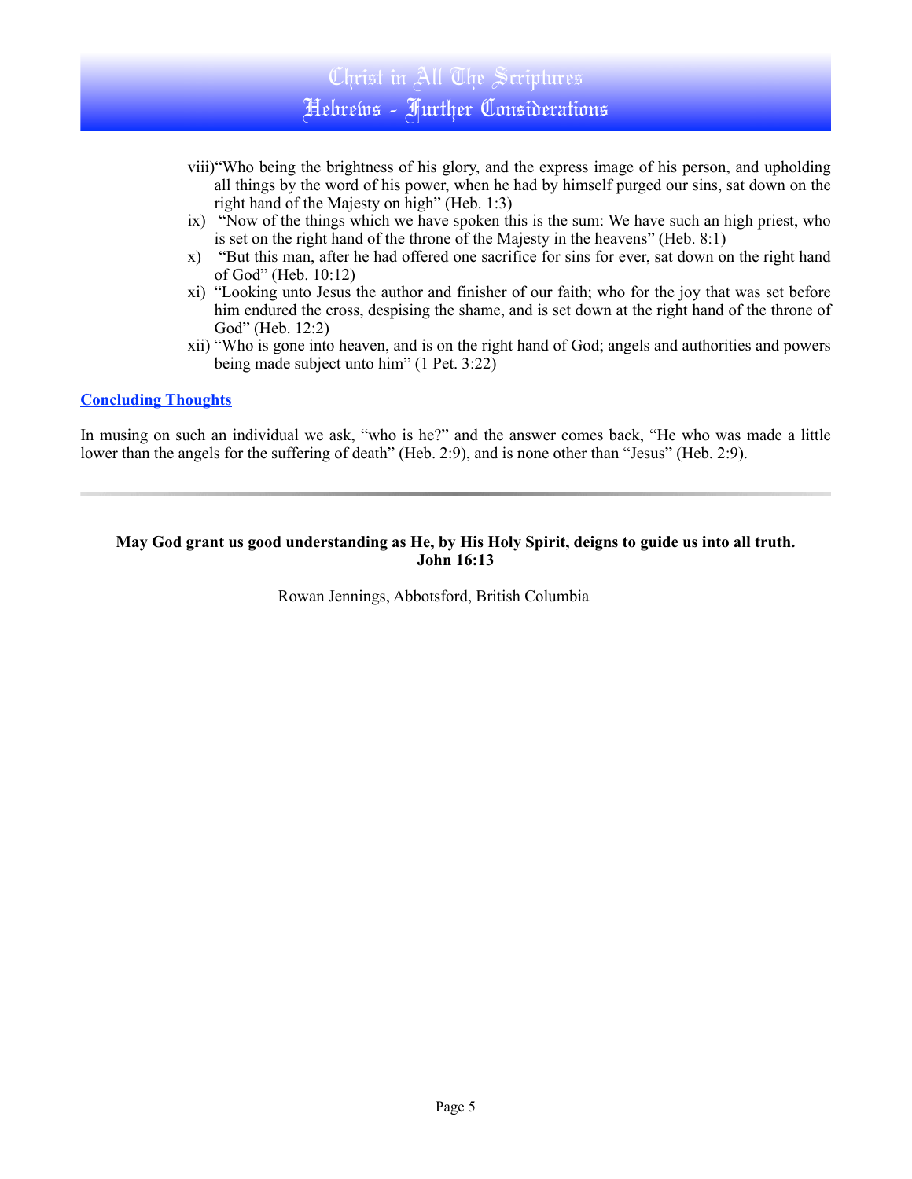viii) "Who being the brightness of his glory, and the express image of his person, and upholding all things by the word of his power, when he had by himself purged our sins, sat down on the right hand of the Majesty on high" (Heb. 1:3)

ix) "Now of the things which we have spoken this is the sum: We have such an high priest, who is set on the right hand of the throne of the Majesty in the heavens" (Heb. 8:1)

x) "But this man, after he had offered one sacrifice for sins for ever, sat down on the right hand of God" (Heb. 10:12)

xi) "Looking unto Jesus the author and finisher of our faith; who for the joy that was set before him endured the cross, despising the shame, and is set down at the right hand of the throne of God" (Heb. 12:2)

xii) "Who is gone into heaven, and is on the right hand of God; angels and authorities and powers being made subject unto him" (1 Pet. 3:22)

## Concluding Thoughts

In musing on such an individual we ask, "who is he?" and the answer comes back, "He who was made a little lower than the angels for the suffering of death" (Heb. 2:9), and is none other than "Jesus" (Heb. 2:9).

---

**May God grant us good understanding as He, by His Holy Spirit, deigns to guide us into all truth.**
**John 16:13**

Rowan Jennings, Abbotsford, British Columbia